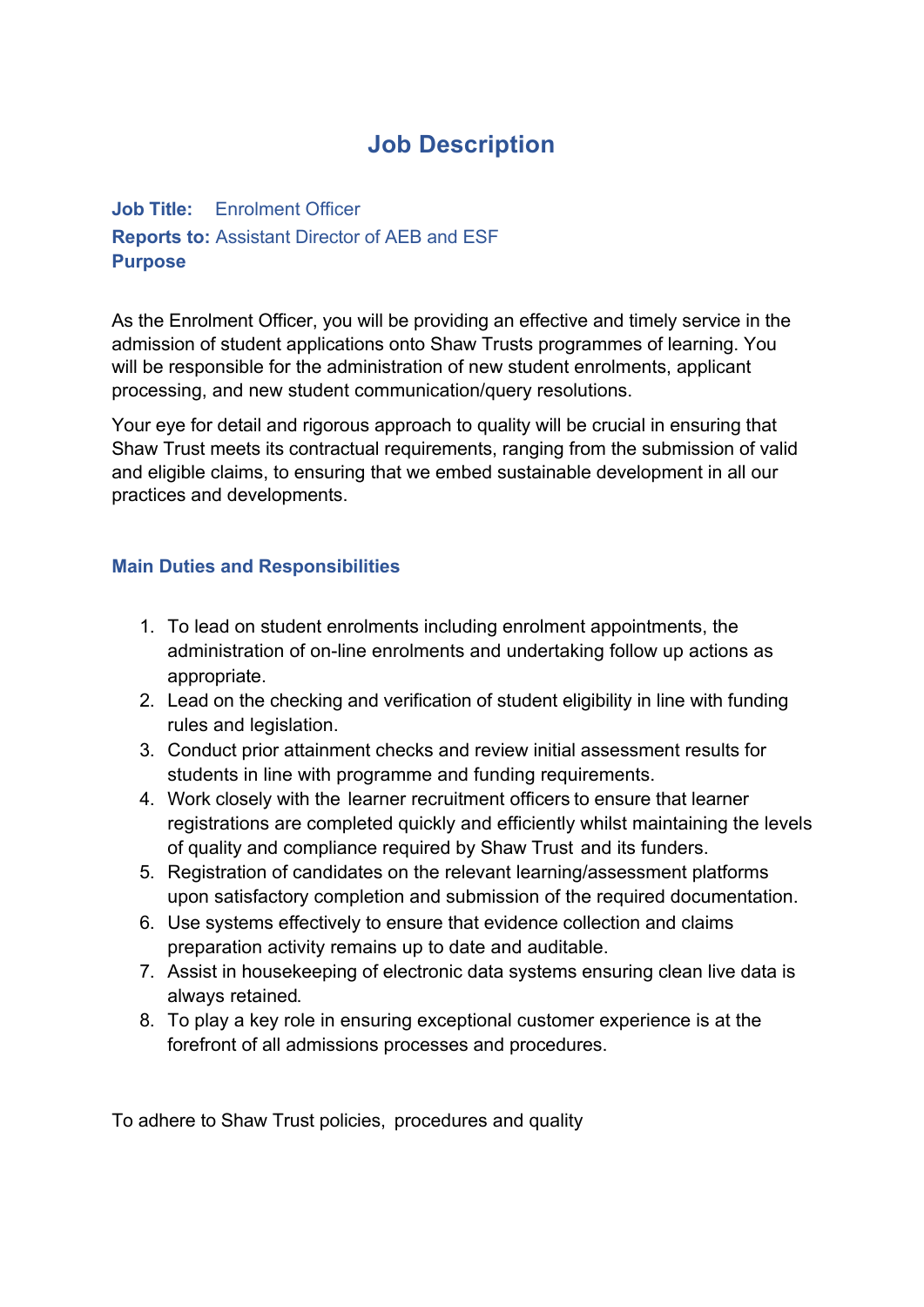# Job Description

**Job Title:** Enrolment Officer
**Reports to:** Assistant Director of AEB and ESF
**Purpose**

As the Enrolment Officer, you will be providing an effective and timely service in the admission of student applications onto Shaw Trusts programmes of learning. You will be responsible for the administration of new student enrolments, applicant processing, and new student communication/query resolutions.

Your eye for detail and rigorous approach to quality will be crucial in ensuring that Shaw Trust meets its contractual requirements, ranging from the submission of valid and eligible claims, to ensuring that we embed sustainable development in all our practices and developments.

## Main Duties and Responsibilities

1. To lead on student enrolments including enrolment appointments, the administration of on-line enrolments and undertaking follow up actions as appropriate.
2. Lead on the checking and verification of student eligibility in line with funding rules and legislation.
3. Conduct prior attainment checks and review initial assessment results for students in line with programme and funding requirements.
4. Work closely with the learner recruitment officers to ensure that learner registrations are completed quickly and efficiently whilst maintaining the levels of quality and compliance required by Shaw Trust and its funders.
5. Registration of candidates on the relevant learning/assessment platforms upon satisfactory completion and submission of the required documentation.
6. Use systems effectively to ensure that evidence collection and claims preparation activity remains up to date and auditable.
7. Assist in housekeeping of electronic data systems ensuring clean live data is always retained.
8. To play a key role in ensuring exceptional customer experience is at the forefront of all admissions processes and procedures.

To adhere to Shaw Trust policies, procedures and quality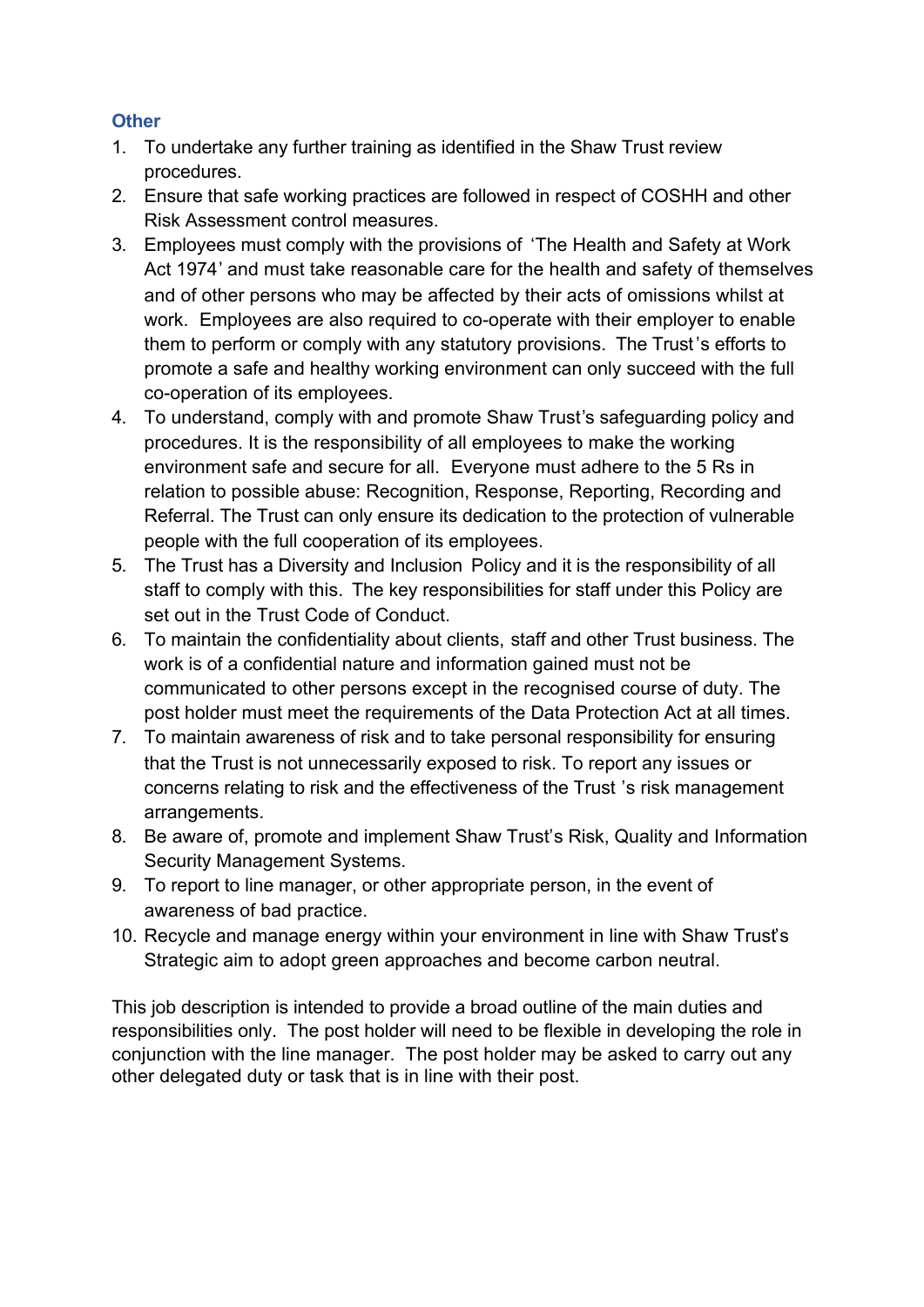### Other

1. To undertake any further training as identified in the Shaw Trust review procedures.
2. Ensure that safe working practices are followed in respect of COSHH and other Risk Assessment control measures.
3. Employees must comply with the provisions of 'The Health and Safety at Work Act 1974' and must take reasonable care for the health and safety of themselves and of other persons who may be affected by their acts of omissions whilst at work. Employees are also required to co-operate with their employer to enable them to perform or comply with any statutory provisions. The Trust's efforts to promote a safe and healthy working environment can only succeed with the full co-operation of its employees.
4. To understand, comply with and promote Shaw Trust's safeguarding policy and procedures. It is the responsibility of all employees to make the working environment safe and secure for all. Everyone must adhere to the 5 Rs in relation to possible abuse: Recognition, Response, Reporting, Recording and Referral. The Trust can only ensure its dedication to the protection of vulnerable people with the full cooperation of its employees.
5. The Trust has a Diversity and Inclusion Policy and it is the responsibility of all staff to comply with this. The key responsibilities for staff under this Policy are set out in the Trust Code of Conduct.
6. To maintain the confidentiality about clients, staff and other Trust business. The work is of a confidential nature and information gained must not be communicated to other persons except in the recognised course of duty. The post holder must meet the requirements of the Data Protection Act at all times.
7. To maintain awareness of risk and to take personal responsibility for ensuring that the Trust is not unnecessarily exposed to risk. To report any issues or concerns relating to risk and the effectiveness of the Trust 's risk management arrangements.
8. Be aware of, promote and implement Shaw Trust's Risk, Quality and Information Security Management Systems.
9. To report to line manager, or other appropriate person, in the event of awareness of bad practice.
10. Recycle and manage energy within your environment in line with Shaw Trust's Strategic aim to adopt green approaches and become carbon neutral.

This job description is intended to provide a broad outline of the main duties and responsibilities only. The post holder will need to be flexible in developing the role in conjunction with the line manager. The post holder may be asked to carry out any other delegated duty or task that is in line with their post.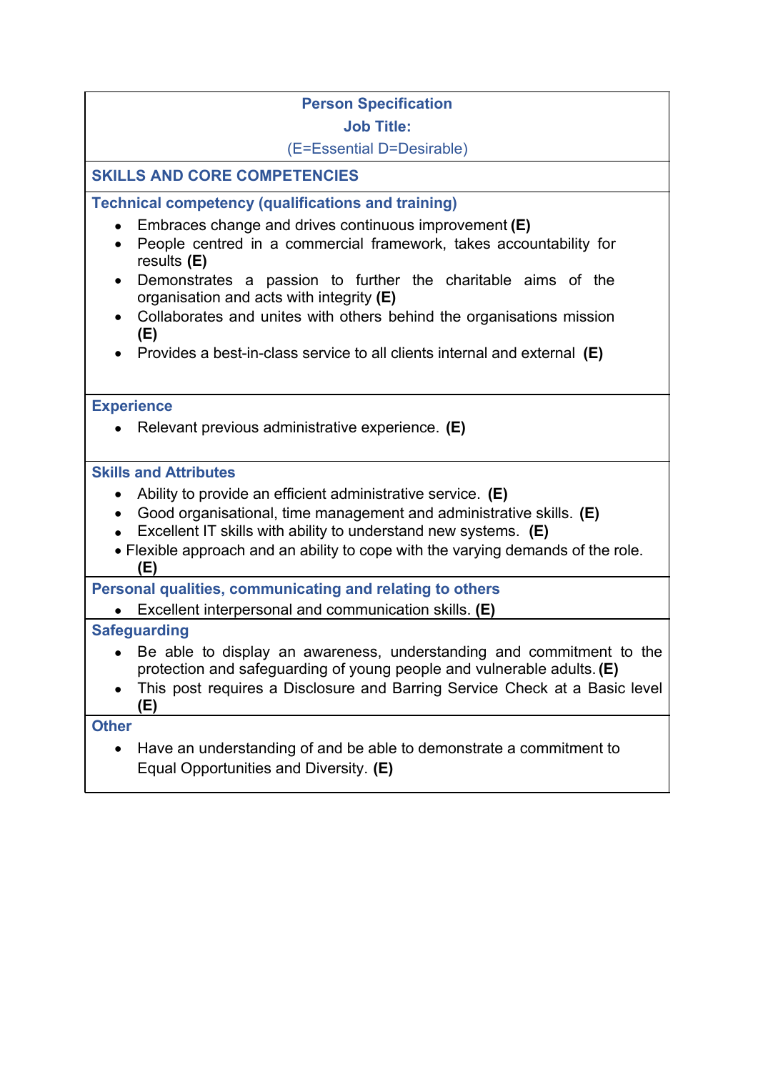## Person Specification

**Job Title:**

(E=Essential D=Desirable)

### SKILLS AND CORE COMPETENCIES

#### Technical competency (qualifications and training)

- Embraces change and drives continuous improvement **(E)**
- People centred in a commercial framework, takes accountability for results **(E)**
- Demonstrates a passion to further the charitable aims of the organisation and acts with integrity **(E)**
- Collaborates and unites with others behind the organisations mission **(E)**
- Provides a best-in-class service to all clients internal and external **(E)**

#### Experience

- Relevant previous administrative experience. **(E)**

#### Skills and Attributes

- Ability to provide an efficient administrative service. **(E)**
- Good organisational, time management and administrative skills. **(E)**
- Excellent IT skills with ability to understand new systems. **(E)**
- Flexible approach and an ability to cope with the varying demands of the role. **(E)**

#### Personal qualities, communicating and relating to others

- Excellent interpersonal and communication skills. **(E)**

#### Safeguarding

- Be able to display an awareness, understanding and commitment to the protection and safeguarding of young people and vulnerable adults. **(E)**
- This post requires a Disclosure and Barring Service Check at a Basic level **(E)**

#### Other

- Have an understanding of and be able to demonstrate a commitment to Equal Opportunities and Diversity. **(E)**